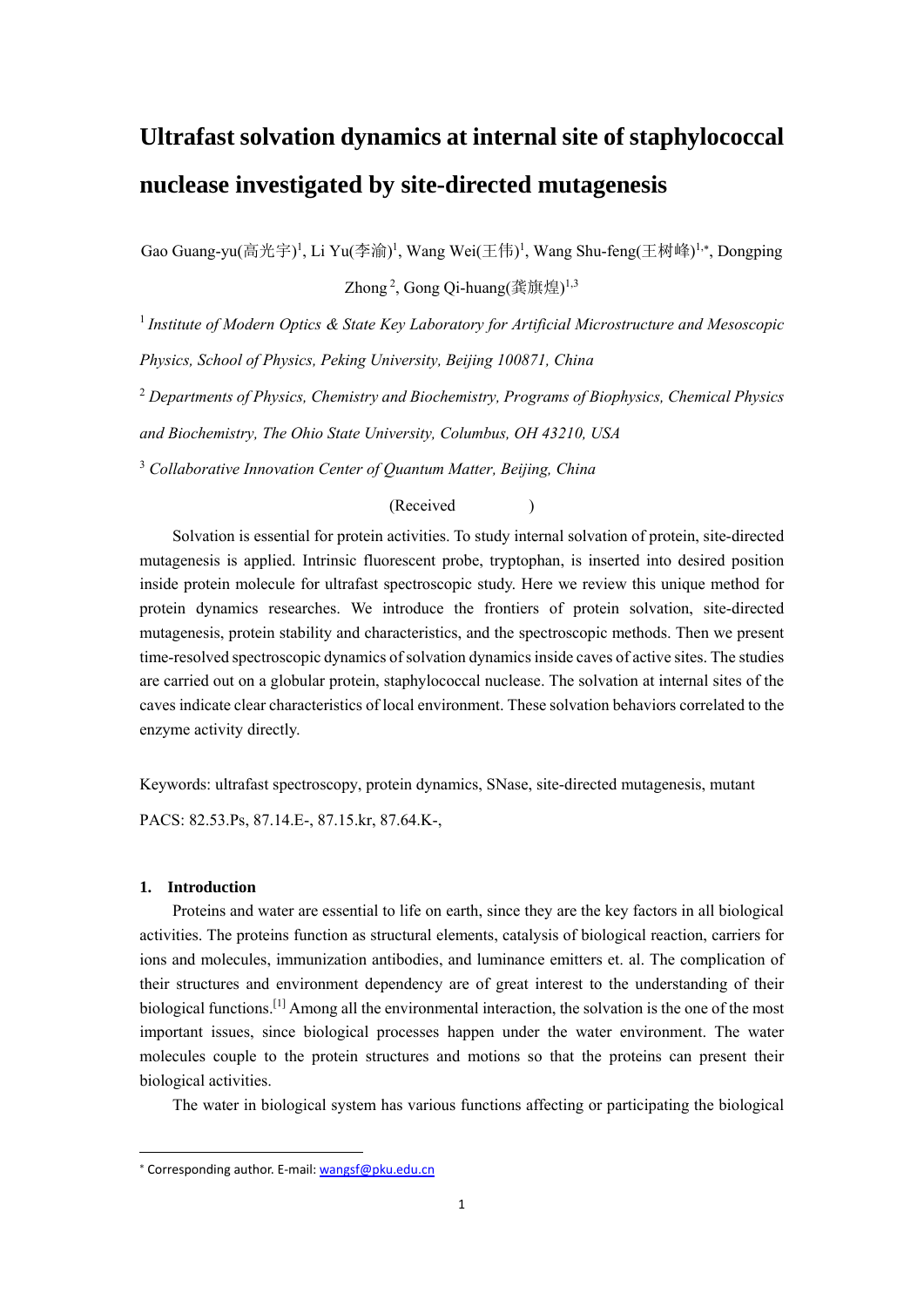# Ultrafast solvation dynamics at internal site of staphylococcal nuclease investigated by site-directed mutagenesis

Gao Guang-yu(高光宇)[1], Li Yu(李渝)[1], Wang Wei(王伟)[1], Wang Shu-feng(王树峰)[1,*], Dongping Zhong[2], Gong Qi-huang(龚旗煌)[1,3]

[1] *Institute of Modern Optics & State Key Laboratory for Artificial Microstructure and Mesoscopic Physics, School of Physics, Peking University, Beijing 100871, China*

[2] *Departments of Physics, Chemistry and Biochemistry, Programs of Biophysics, Chemical Physics and Biochemistry, The Ohio State University, Columbus, OH 43210, USA*

[3] *Collaborative Innovation Center of Quantum Matter, Beijing, China*

(Received )

Solvation is essential for protein activities. To study internal solvation of protein, site-directed mutagenesis is applied. Intrinsic fluorescent probe, tryptophan, is inserted into desired position inside protein molecule for ultrafast spectroscopic study. Here we review this unique method for protein dynamics researches. We introduce the frontiers of protein solvation, site-directed mutagenesis, protein stability and characteristics, and the spectroscopic methods. Then we present time-resolved spectroscopic dynamics of solvation dynamics inside caves of active sites. The studies are carried out on a globular protein, staphylococcal nuclease. The solvation at internal sites of the caves indicate clear characteristics of local environment. These solvation behaviors correlated to the enzyme activity directly.

Keywords: ultrafast spectroscopy, protein dynamics, SNase, site-directed mutagenesis, mutant

PACS: 82.53.Ps, 87.14.E-, 87.15.kr, 87.64.K-,

## 1. Introduction

Proteins and water are essential to life on earth, since they are the key factors in all biological activities. The proteins function as structural elements, catalysis of biological reaction, carriers for ions and molecules, immunization antibodies, and luminance emitters et. al. The complication of their structures and environment dependency are of great interest to the understanding of their biological functions.[1] Among all the environmental interaction, the solvation is the one of the most important issues, since biological processes happen under the water environment. The water molecules couple to the protein structures and motions so that the proteins can present their biological activities.

The water in biological system has various functions affecting or participating the biological

* Corresponding author. E-mail: wangsf@pku.edu.cn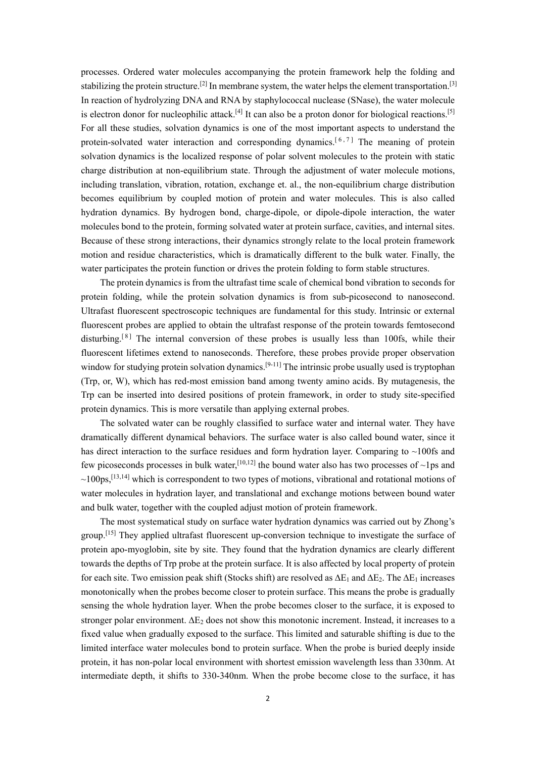processes. Ordered water molecules accompanying the protein framework help the folding and stabilizing the protein structure.[2] In membrane system, the water helps the element transportation.[3] In reaction of hydrolyzing DNA and RNA by staphylococcal nuclease (SNase), the water molecule is electron donor for nucleophilic attack.[4] It can also be a proton donor for biological reactions.[5] For all these studies, solvation dynamics is one of the most important aspects to understand the protein-solvated water interaction and corresponding dynamics.[6,7] The meaning of protein solvation dynamics is the localized response of polar solvent molecules to the protein with static charge distribution at non-equilibrium state. Through the adjustment of water molecule motions, including translation, vibration, rotation, exchange et. al., the non-equilibrium charge distribution becomes equilibrium by coupled motion of protein and water molecules. This is also called hydration dynamics. By hydrogen bond, charge-dipole, or dipole-dipole interaction, the water molecules bond to the protein, forming solvated water at protein surface, cavities, and internal sites. Because of these strong interactions, their dynamics strongly relate to the local protein framework motion and residue characteristics, which is dramatically different to the bulk water. Finally, the water participates the protein function or drives the protein folding to form stable structures.

The protein dynamics is from the ultrafast time scale of chemical bond vibration to seconds for protein folding, while the protein solvation dynamics is from sub-picosecond to nanosecond. Ultrafast fluorescent spectroscopic techniques are fundamental for this study. Intrinsic or external fluorescent probes are applied to obtain the ultrafast response of the protein towards femtosecond disturbing.[8] The internal conversion of these probes is usually less than 100fs, while their fluorescent lifetimes extend to nanoseconds. Therefore, these probes provide proper observation window for studying protein solvation dynamics.[9-11] The intrinsic probe usually used is tryptophan (Trp, or, W), which has red-most emission band among twenty amino acids. By mutagenesis, the Trp can be inserted into desired positions of protein framework, in order to study site-specified protein dynamics. This is more versatile than applying external probes.

The solvated water can be roughly classified to surface water and internal water. They have dramatically different dynamical behaviors. The surface water is also called bound water, since it has direct interaction to the surface residues and form hydration layer. Comparing to ~100fs and few picoseconds processes in bulk water,[10,12] the bound water also has two processes of ~1ps and ~100ps,[13,14] which is correspondent to two types of motions, vibrational and rotational motions of water molecules in hydration layer, and translational and exchange motions between bound water and bulk water, together with the coupled adjust motion of protein framework.

The most systematical study on surface water hydration dynamics was carried out by Zhong's group.[15] They applied ultrafast fluorescent up-conversion technique to investigate the surface of protein apo-myoglobin, site by site. They found that the hydration dynamics are clearly different towards the depths of Trp probe at the protein surface. It is also affected by local property of protein for each site. Two emission peak shift (Stocks shift) are resolved as $\Delta E_1$ and $\Delta E_2$. The $\Delta E_1$ increases monotonically when the probes become closer to protein surface. This means the probe is gradually sensing the whole hydration layer. When the probe becomes closer to the surface, it is exposed to stronger polar environment. $\Delta E_2$ does not show this monotonic increment. Instead, it increases to a fixed value when gradually exposed to the surface. This limited and saturable shifting is due to the limited interface water molecules bond to protein surface. When the probe is buried deeply inside protein, it has non-polar local environment with shortest emission wavelength less than 330nm. At intermediate depth, it shifts to 330-340nm. When the probe become close to the surface, it has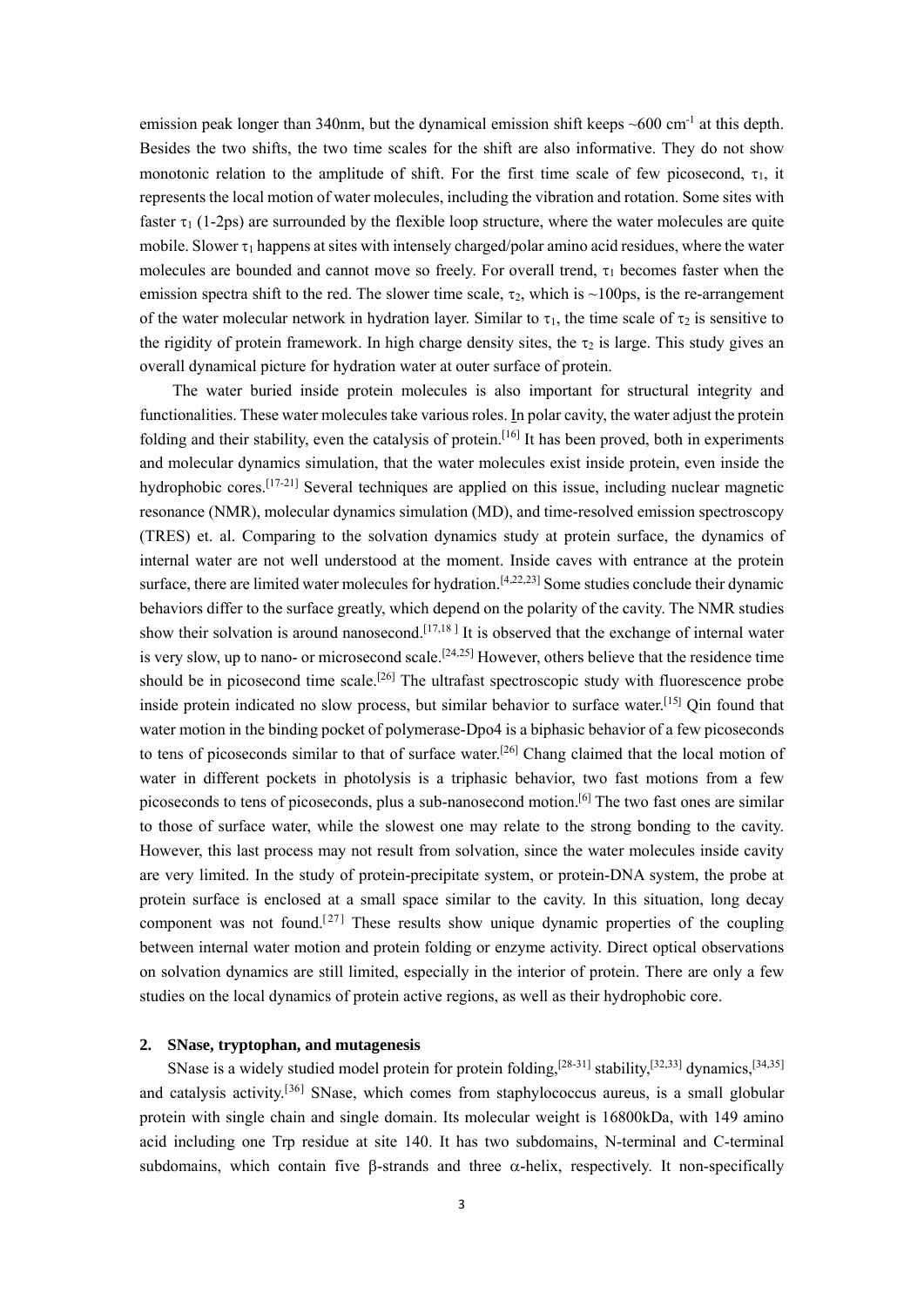emission peak longer than 340nm, but the dynamical emission shift keeps ~600 cm$^{-1}$ at this depth. Besides the two shifts, the two time scales for the shift are also informative. They do not show monotonic relation to the amplitude of shift. For the first time scale of few picosecond, $\tau_1$, it represents the local motion of water molecules, including the vibration and rotation. Some sites with faster $\tau_1$ (1-2ps) are surrounded by the flexible loop structure, where the water molecules are quite mobile. Slower $\tau_1$ happens at sites with intensely charged/polar amino acid residues, where the water molecules are bounded and cannot move so freely. For overall trend, $\tau_1$ becomes faster when the emission spectra shift to the red. The slower time scale, $\tau_2$, which is ~100ps, is the re-arrangement of the water molecular network in hydration layer. Similar to $\tau_1$, the time scale of $\tau_2$ is sensitive to the rigidity of protein framework. In high charge density sites, the $\tau_2$ is large. This study gives an overall dynamical picture for hydration water at outer surface of protein.

The water buried inside protein molecules is also important for structural integrity and functionalities. These water molecules take various roles. In polar cavity, the water adjust the protein folding and their stability, even the catalysis of protein.[16] It has been proved, both in experiments and molecular dynamics simulation, that the water molecules exist inside protein, even inside the hydrophobic cores.[17-21] Several techniques are applied on this issue, including nuclear magnetic resonance (NMR), molecular dynamics simulation (MD), and time-resolved emission spectroscopy (TRES) et. al. Comparing to the solvation dynamics study at protein surface, the dynamics of internal water are not well understood at the moment. Inside caves with entrance at the protein surface, there are limited water molecules for hydration.[4,22,23] Some studies conclude their dynamic behaviors differ to the surface greatly, which depend on the polarity of the cavity. The NMR studies show their solvation is around nanosecond.[17,18] It is observed that the exchange of internal water is very slow, up to nano- or microsecond scale.[24,25] However, others believe that the residence time should be in picosecond time scale.[26] The ultrafast spectroscopic study with fluorescence probe inside protein indicated no slow process, but similar behavior to surface water.[15] Qin found that water motion in the binding pocket of polymerase-Dpo4 is a biphasic behavior of a few picoseconds to tens of picoseconds similar to that of surface water.[26] Chang claimed that the local motion of water in different pockets in photolysis is a triphasic behavior, two fast motions from a few picoseconds to tens of picoseconds, plus a sub-nanosecond motion.[6] The two fast ones are similar to those of surface water, while the slowest one may relate to the strong bonding to the cavity. However, this last process may not result from solvation, since the water molecules inside cavity are very limited. In the study of protein-precipitate system, or protein-DNA system, the probe at protein surface is enclosed at a small space similar to the cavity. In this situation, long decay component was not found.[27] These results show unique dynamic properties of the coupling between internal water motion and protein folding or enzyme activity. Direct optical observations on solvation dynamics are still limited, especially in the interior of protein. There are only a few studies on the local dynamics of protein active regions, as well as their hydrophobic core.

## 2. SNase, tryptophan, and mutagenesis

SNase is a widely studied model protein for protein folding,[28-31] stability,[32,33] dynamics,[34,35] and catalysis activity.[36] SNase, which comes from staphylococcus aureus, is a small globular protein with single chain and single domain. Its molecular weight is 16800kDa, with 149 amino acid including one Trp residue at site 140. It has two subdomains, N-terminal and C-terminal subdomains, which contain five β-strands and three α-helix, respectively. It non-specifically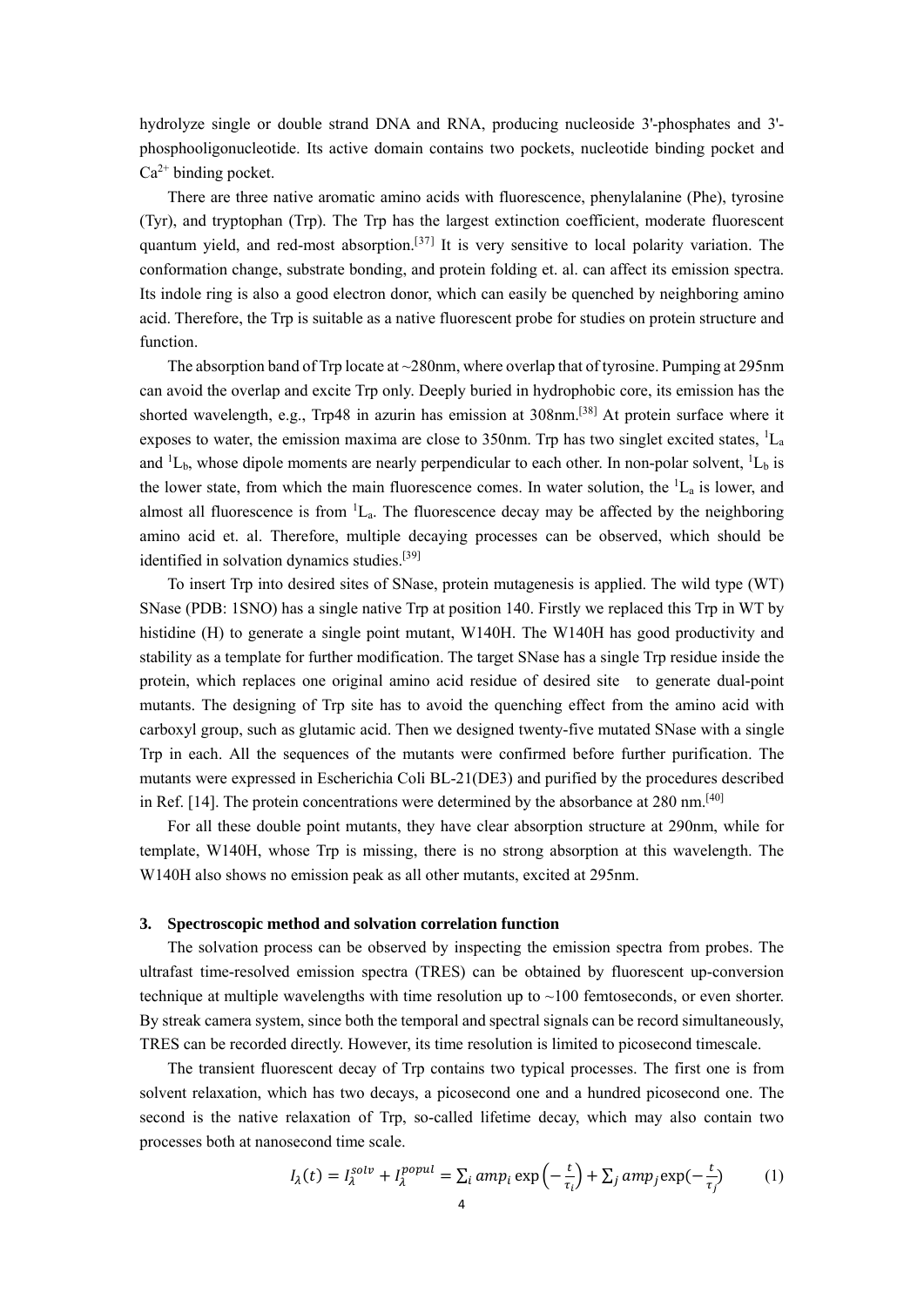hydrolyze single or double strand DNA and RNA, producing nucleoside 3'-phosphates and 3'-phosphooligonucleotide. Its active domain contains two pockets, nucleotide binding pocket and $Ca^{2+}$ binding pocket.

There are three native aromatic amino acids with fluorescence, phenylalanine (Phe), tyrosine (Tyr), and tryptophan (Trp). The Trp has the largest extinction coefficient, moderate fluorescent quantum yield, and red-most absorption.[37] It is very sensitive to local polarity variation. The conformation change, substrate bonding, and protein folding et. al. can affect its emission spectra. Its indole ring is also a good electron donor, which can easily be quenched by neighboring amino acid. Therefore, the Trp is suitable as a native fluorescent probe for studies on protein structure and function.

The absorption band of Trp locate at ~280nm, where overlap that of tyrosine. Pumping at 295nm can avoid the overlap and excite Trp only. Deeply buried in hydrophobic core, its emission has the shorted wavelength, e.g., Trp48 in azurin has emission at 308nm.[38] At protein surface where it exposes to water, the emission maxima are close to 350nm. Trp has two singlet excited states, $^1L_a$ and $^1L_b$, whose dipole moments are nearly perpendicular to each other. In non-polar solvent, $^1L_b$ is the lower state, from which the main fluorescence comes. In water solution, the $^1L_a$ is lower, and almost all fluorescence is from $^1L_a$. The fluorescence decay may be affected by the neighboring amino acid et. al. Therefore, multiple decaying processes can be observed, which should be identified in solvation dynamics studies.[39]

To insert Trp into desired sites of SNase, protein mutagenesis is applied. The wild type (WT) SNase (PDB: 1SNO) has a single native Trp at position 140. Firstly we replaced this Trp in WT by histidine (H) to generate a single point mutant, W140H. The W140H has good productivity and stability as a template for further modification. The target SNase has a single Trp residue inside the protein, which replaces one original amino acid residue of desired site to generate dual-point mutants. The designing of Trp site has to avoid the quenching effect from the amino acid with carboxyl group, such as glutamic acid. Then we designed twenty-five mutated SNase with a single Trp in each. All the sequences of the mutants were confirmed before further purification. The mutants were expressed in Escherichia Coli BL-21(DE3) and purified by the procedures described in Ref. [14]. The protein concentrations were determined by the absorbance at 280 nm.[40]

For all these double point mutants, they have clear absorption structure at 290nm, while for template, W140H, whose Trp is missing, there is no strong absorption at this wavelength. The W140H also shows no emission peak as all other mutants, excited at 295nm.

## 3. Spectroscopic method and solvation correlation function

The solvation process can be observed by inspecting the emission spectra from probes. The ultrafast time-resolved emission spectra (TRES) can be obtained by fluorescent up-conversion technique at multiple wavelengths with time resolution up to ~100 femtoseconds, or even shorter. By streak camera system, since both the temporal and spectral signals can be record simultaneously, TRES can be recorded directly. However, its time resolution is limited to picosecond timescale.

The transient fluorescent decay of Trp contains two typical processes. The first one is from solvent relaxation, which has two decays, a picosecond one and a hundred picosecond one. The second is the native relaxation of Trp, so-called lifetime decay, which may also contain two processes both at nanosecond time scale.

$$I_\lambda(t) = I_\lambda^{solv} + I_\lambda^{popul} = \sum_i amp_i \exp\left(-\frac{t}{\tau_i}\right) + \sum_j amp_j \exp\left(-\frac{t}{\tau_j}\right) \qquad (1)$$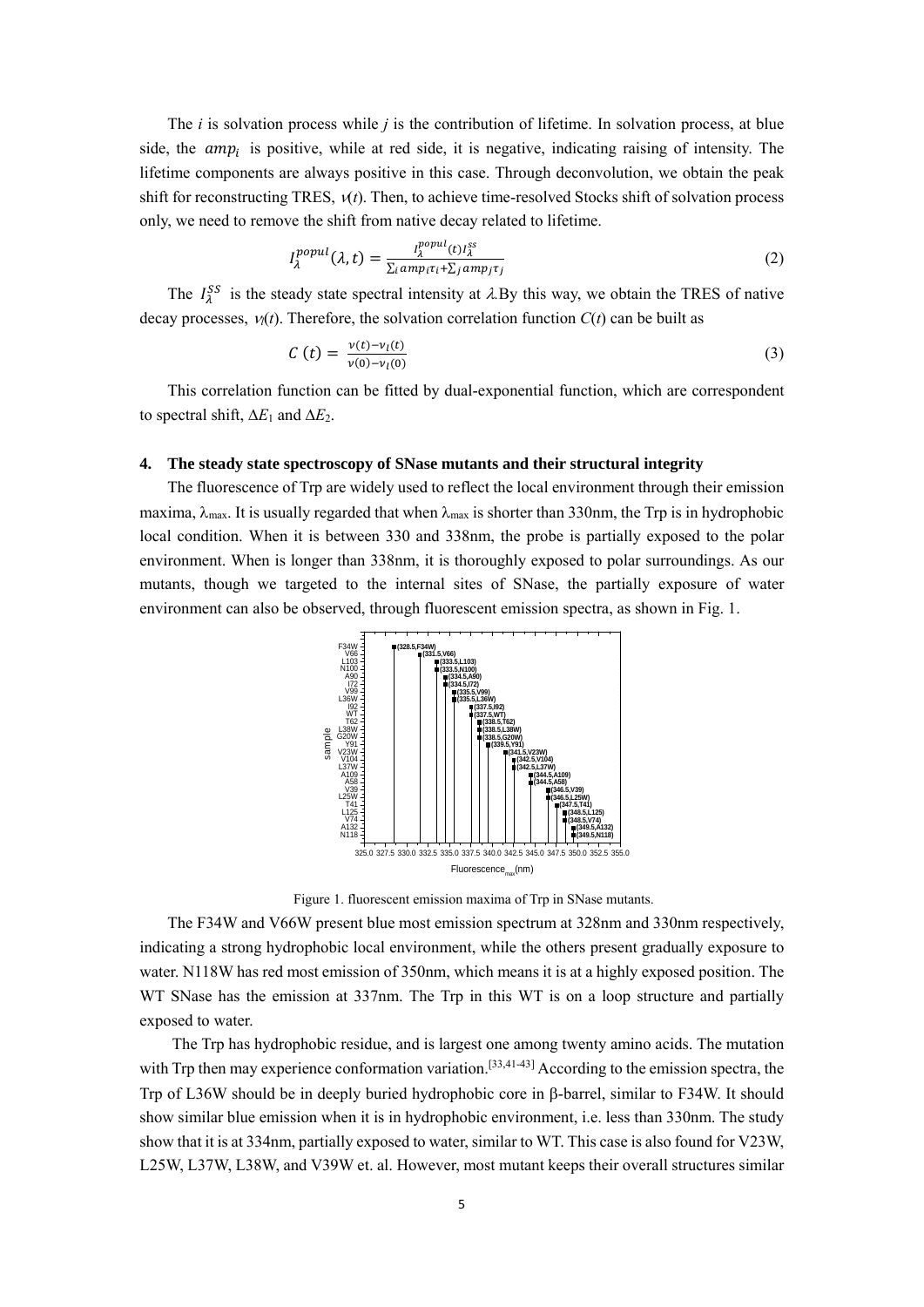The *i* is solvation process while *j* is the contribution of lifetime. In solvation process, at blue side, the $amp_i$ is positive, while at red side, it is negative, indicating raising of intensity. The lifetime components are always positive in this case. Through deconvolution, we obtain the peak shift for reconstructing TRES, $\nu(t)$. Then, to achieve time-resolved Stocks shift of solvation process only, we need to remove the shift from native decay related to lifetime.

$$I_{\lambda}^{popul}(\lambda, t) = \frac{I_{\lambda}^{popul}(t) I_{\lambda}^{ss}}{\sum_i amp_i \tau_i + \sum_j amp_j \tau_j} \tag{2}$$

The $I_{\lambda}^{SS}$ is the steady state spectral intensity at $\lambda$. By this way, we obtain the TRES of native decay processes, $\nu_l(t)$. Therefore, the solvation correlation function $C(t)$ can be built as

$$C(t) = \frac{\nu(t) - \nu_l(t)}{\nu(0) - \nu_l(0)} \tag{3}$$

This correlation function can be fitted by dual-exponential function, which are correspondent to spectral shift, $\Delta E_1$ and $\Delta E_2$.

## 4. The steady state spectroscopy of SNase mutants and their structural integrity

The fluorescence of Trp are widely used to reflect the local environment through their emission maxima, $\lambda_{max}$. It is usually regarded that when $\lambda_{max}$ is shorter than 330nm, the Trp is in hydrophobic local condition. When it is between 330 and 338nm, the probe is partially exposed to the polar environment. When is longer than 338nm, it is thoroughly exposed to polar surroundings. As our mutants, though we targeted to the internal sites of SNase, the partially exposure of water environment can also be observed, through fluorescent emission spectra, as shown in Fig. 1.

Figure 1. fluorescent emission maxima of Trp in SNase mutants.

The F34W and V66W present blue most emission spectrum at 328nm and 330nm respectively, indicating a strong hydrophobic local environment, while the others present gradually exposure to water. N118W has red most emission of 350nm, which means it is at a highly exposed position. The WT SNase has the emission at 337nm. The Trp in this WT is on a loop structure and partially exposed to water.

The Trp has hydrophobic residue, and is largest one among twenty amino acids. The mutation with Trp then may experience conformation variation.[33,41-43] According to the emission spectra, the Trp of L36W should be in deeply buried hydrophobic core in β-barrel, similar to F34W. It should show similar blue emission when it is in hydrophobic environment, i.e. less than 330nm. The study show that it is at 334nm, partially exposed to water, similar to WT. This case is also found for V23W, L25W, L37W, L38W, and V39W et. al. However, most mutant keeps their overall structures similar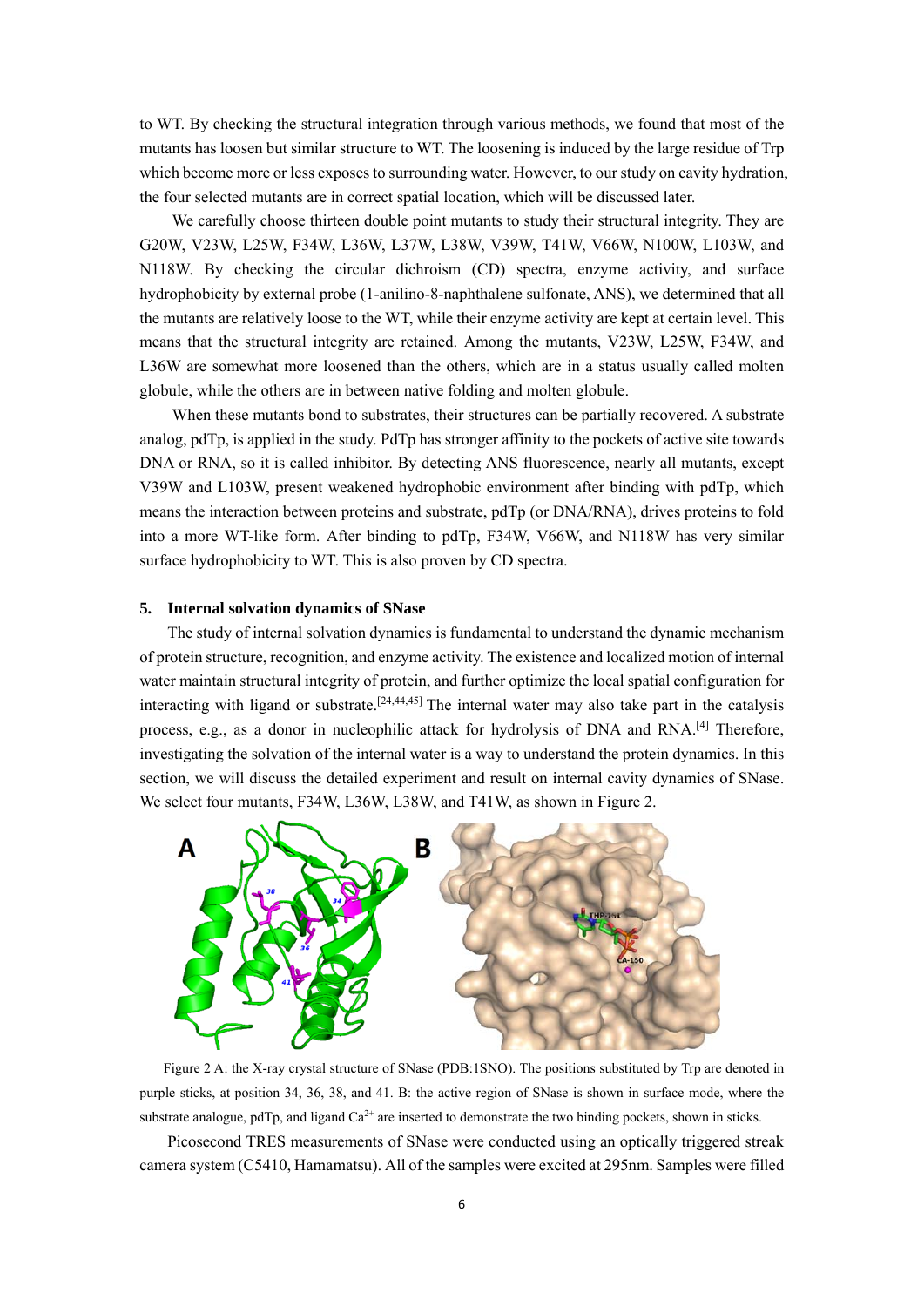to WT. By checking the structural integration through various methods, we found that most of the mutants has loosen but similar structure to WT. The loosening is induced by the large residue of Trp which become more or less exposes to surrounding water. However, to our study on cavity hydration, the four selected mutants are in correct spatial location, which will be discussed later.

We carefully choose thirteen double point mutants to study their structural integrity. They are G20W, V23W, L25W, F34W, L36W, L37W, L38W, V39W, T41W, V66W, N100W, L103W, and N118W. By checking the circular dichroism (CD) spectra, enzyme activity, and surface hydrophobicity by external probe (1-anilino-8-naphthalene sulfonate, ANS), we determined that all the mutants are relatively loose to the WT, while their enzyme activity are kept at certain level. This means that the structural integrity are retained. Among the mutants, V23W, L25W, F34W, and L36W are somewhat more loosened than the others, which are in a status usually called molten globule, while the others are in between native folding and molten globule.

When these mutants bond to substrates, their structures can be partially recovered. A substrate analog, pdTp, is applied in the study. PdTp has stronger affinity to the pockets of active site towards DNA or RNA, so it is called inhibitor. By detecting ANS fluorescence, nearly all mutants, except V39W and L103W, present weakened hydrophobic environment after binding with pdTp, which means the interaction between proteins and substrate, pdTp (or DNA/RNA), drives proteins to fold into a more WT-like form. After binding to pdTp, F34W, V66W, and N118W has very similar surface hydrophobicity to WT. This is also proven by CD spectra.

## 5. Internal solvation dynamics of SNase

The study of internal solvation dynamics is fundamental to understand the dynamic mechanism of protein structure, recognition, and enzyme activity. The existence and localized motion of internal water maintain structural integrity of protein, and further optimize the local spatial configuration for interacting with ligand or substrate.[24,44,45] The internal water may also take part in the catalysis process, e.g., as a donor in nucleophilic attack for hydrolysis of DNA and RNA.[4] Therefore, investigating the solvation of the internal water is a way to understand the protein dynamics. In this section, we will discuss the detailed experiment and result on internal cavity dynamics of SNase. We select four mutants, F34W, L36W, L38W, and T41W, as shown in Figure 2.

Figure 2 A: the X-ray crystal structure of SNase (PDB:1SNO). The positions substituted by Trp are denoted in purple sticks, at position 34, 36, 38, and 41. B: the active region of SNase is shown in surface mode, where the substrate analogue, pdTp, and ligand $Ca^{2+}$ are inserted to demonstrate the two binding pockets, shown in sticks.

Picosecond TRES measurements of SNase were conducted using an optically triggered streak camera system (C5410, Hamamatsu). All of the samples were excited at 295nm. Samples were filled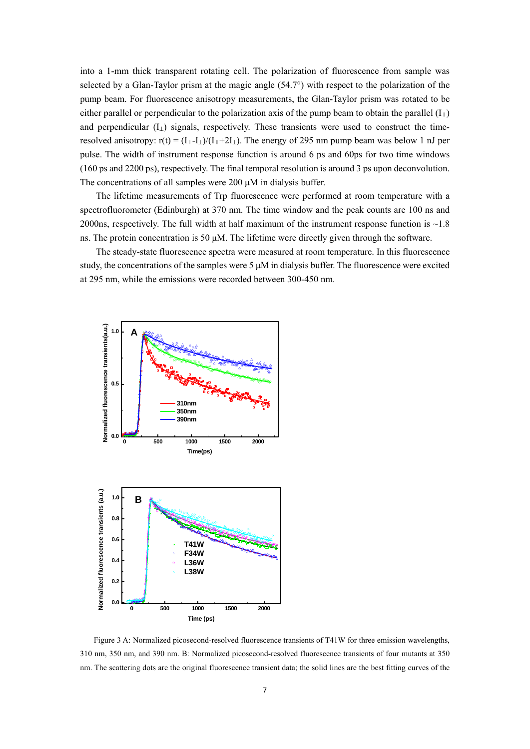into a 1-mm thick transparent rotating cell. The polarization of fluorescence from sample was selected by a Glan-Taylor prism at the magic angle (54.7°) with respect to the polarization of the pump beam. For fluorescence anisotropy measurements, the Glan-Taylor prism was rotated to be either parallel or perpendicular to the polarization axis of the pump beam to obtain the parallel ($I_{\parallel}$) and perpendicular ($I_{\perp}$) signals, respectively. These transients were used to construct the time-resolved anisotropy: $r(t) = (I_{\parallel}-I_{\perp})/(I_{\parallel}+2I_{\perp})$. The energy of 295 nm pump beam was below 1 nJ per pulse. The width of instrument response function is around 6 ps and 60ps for two time windows (160 ps and 2200 ps), respectively. The final temporal resolution is around 3 ps upon deconvolution. The concentrations of all samples were 200 μM in dialysis buffer.

The lifetime measurements of Trp fluorescence were performed at room temperature with a spectrofluorometer (Edinburgh) at 370 nm. The time window and the peak counts are 100 ns and 2000ns, respectively. The full width at half maximum of the instrument response function is ~1.8 ns. The protein concentration is 50 μM. The lifetime were directly given through the software.

The steady-state fluorescence spectra were measured at room temperature. In this fluorescence study, the concentrations of the samples were 5 μM in dialysis buffer. The fluorescence were excited at 295 nm, while the emissions were recorded between 300-450 nm.

Figure 3 A: Normalized picosecond-resolved fluorescence transients of T41W for three emission wavelengths, 310 nm, 350 nm, and 390 nm. B: Normalized picosecond-resolved fluorescence transients of four mutants at 350 nm. The scattering dots are the original fluorescence transient data; the solid lines are the best fitting curves of the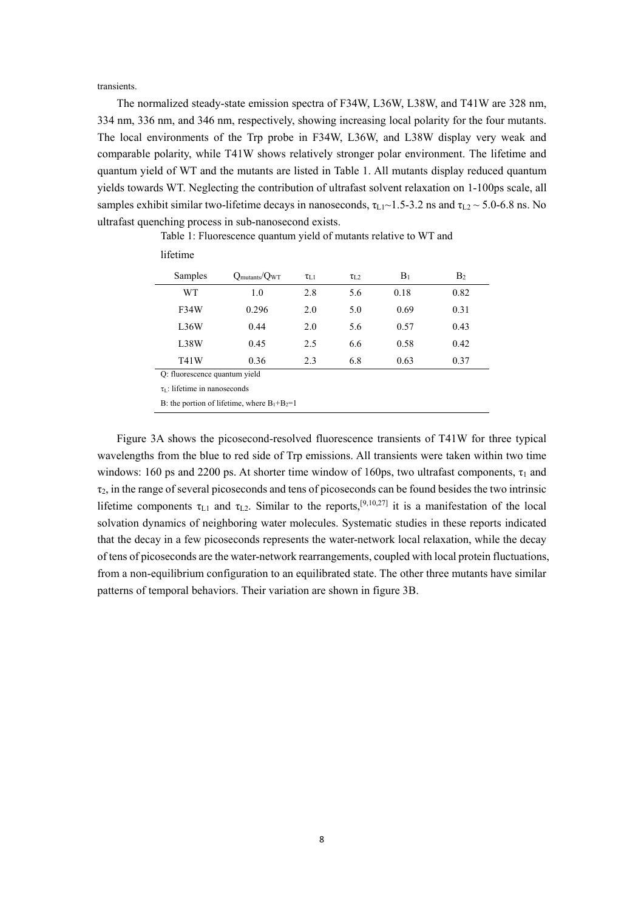transients.

The normalized steady-state emission spectra of F34W, L36W, L38W, and T41W are 328 nm, 334 nm, 336 nm, and 346 nm, respectively, showing increasing local polarity for the four mutants. The local environments of the Trp probe in F34W, L36W, and L38W display very weak and comparable polarity, while T41W shows relatively stronger polar environment. The lifetime and quantum yield of WT and the mutants are listed in Table 1. All mutants display reduced quantum yields towards WT. Neglecting the contribution of ultrafast solvent relaxation on 1-100ps scale, all samples exhibit similar two-lifetime decays in nanoseconds, $\tau_{L1}$~1.5-3.2 ns and $\tau_{L2}$ ~ 5.0-6.8 ns. No ultrafast quenching process in sub-nanosecond exists.

Table 1: Fluorescence quantum yield of mutants relative to WT and lifetime

| Samples | $Q_{mutants}/Q_{WT}$ | $\tau_{L1}$ | $\tau_{L2}$ | $B_1$ | $B_2$ |
|---|---|---|---|---|---|
| WT | 1.0 | 2.8 | 5.6 | 0.18 | 0.82 |
| F34W | 0.296 | 2.0 | 5.0 | 0.69 | 0.31 |
| L36W | 0.44 | 2.0 | 5.6 | 0.57 | 0.43 |
| L38W | 0.45 | 2.5 | 6.6 | 0.58 | 0.42 |
| T41W | 0.36 | 2.3 | 6.8 | 0.63 | 0.37 |

Q: fluorescence quantum yield

$\tau_L$: lifetime in nanoseconds

B: the portion of lifetime, where $B_1+B_2=1$

Figure 3A shows the picosecond-resolved fluorescence transients of T41W for three typical wavelengths from the blue to red side of Trp emissions. All transients were taken within two time windows: 160 ps and 2200 ps. At shorter time window of 160ps, two ultrafast components, $\tau_1$ and $\tau_2$, in the range of several picoseconds and tens of picoseconds can be found besides the two intrinsic lifetime components $\tau_{L1}$ and $\tau_{L2}$. Similar to the reports,[9,10,27] it is a manifestation of the local solvation dynamics of neighboring water molecules. Systematic studies in these reports indicated that the decay in a few picoseconds represents the water-network local relaxation, while the decay of tens of picoseconds are the water-network rearrangements, coupled with local protein fluctuations, from a non-equilibrium configuration to an equilibrated state. The other three mutants have similar patterns of temporal behaviors. Their variation are shown in figure 3B.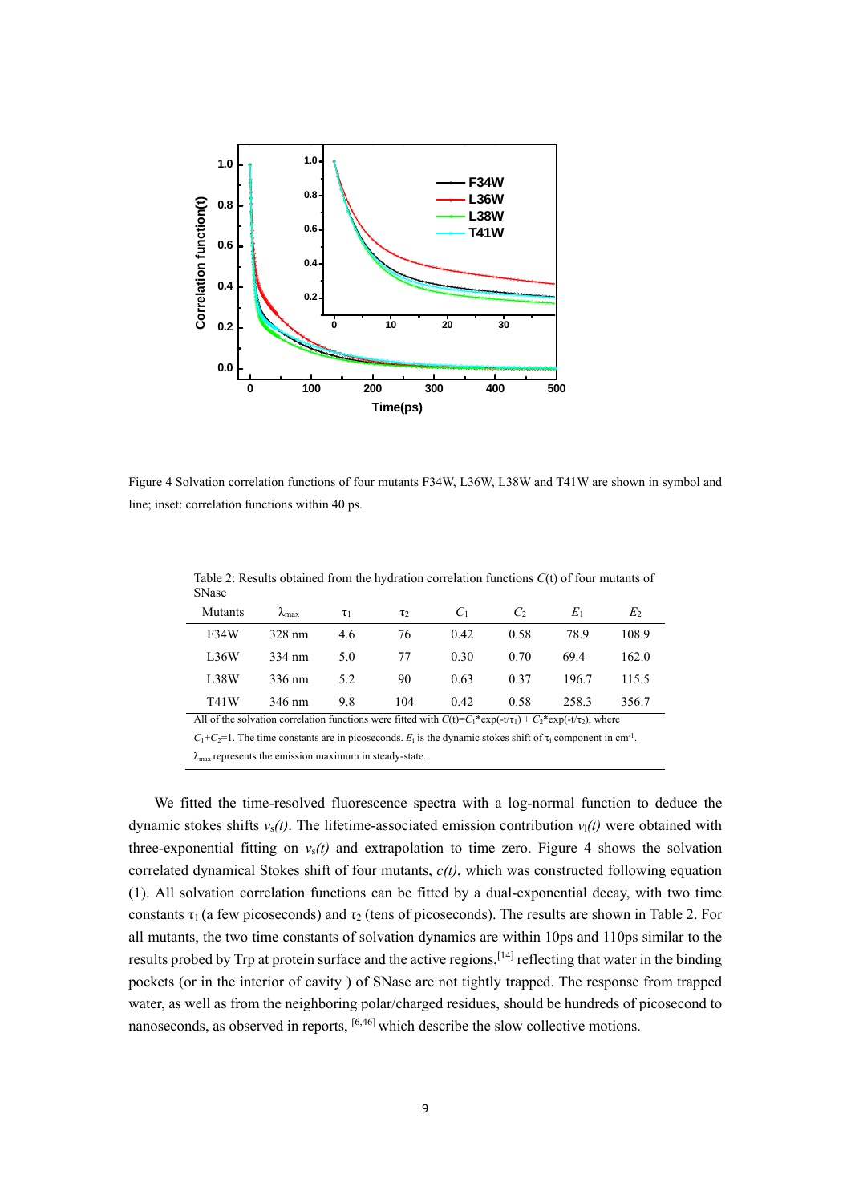Figure 4 Solvation correlation functions of four mutants F34W, L36W, L38W and T41W are shown in symbol and line; inset: correlation functions within 40 ps.

Table 2: Results obtained from the hydration correlation functions $C$(t) of four mutants of SNase

| Mutants | $\lambda_{max}$ | $\tau_1$ | $\tau_2$ | $C_1$ | $C_2$ | $E_1$ | $E_2$ |
|---|---|---|---|---|---|---|---|
| F34W | 328 nm | 4.6 | 76 | 0.42 | 0.58 | 78.9 | 108.9 |
| L36W | 334 nm | 5.0 | 77 | 0.30 | 0.70 | 69.4 | 162.0 |
| L38W | 336 nm | 5.2 | 90 | 0.63 | 0.37 | 196.7 | 115.5 |
| T41W | 346 nm | 9.8 | 104 | 0.42 | 0.58 | 258.3 | 356.7 |

All of the solvation correlation functions were fitted with $C(t)=C_1*\exp(-t/\tau_1) + C_2*\exp(-t/\tau_2)$, where $C_1+C_2=1$. The time constants are in picoseconds. $E_i$ is the dynamic stokes shift of $\tau_i$ component in cm$^{-1}$. $\lambda_{max}$ represents the emission maximum in steady-state.

We fitted the time-resolved fluorescence spectra with a log-normal function to deduce the dynamic stokes shifts $v_s(t)$. The lifetime-associated emission contribution $v_l(t)$ were obtained with three-exponential fitting on $v_s(t)$ and extrapolation to time zero. Figure 4 shows the solvation correlated dynamical Stokes shift of four mutants, $c(t)$, which was constructed following equation (1). All solvation correlation functions can be fitted by a dual-exponential decay, with two time constants $\tau_1$ (a few picoseconds) and $\tau_2$ (tens of picoseconds). The results are shown in Table 2. For all mutants, the two time constants of solvation dynamics are within 10ps and 110ps similar to the results probed by Trp at protein surface and the active regions,[14] reflecting that water in the binding pockets (or in the interior of cavity ) of SNase are not tightly trapped. The response from trapped water, as well as from the neighboring polar/charged residues, should be hundreds of picosecond to nanoseconds, as observed in reports, [6,46] which describe the slow collective motions.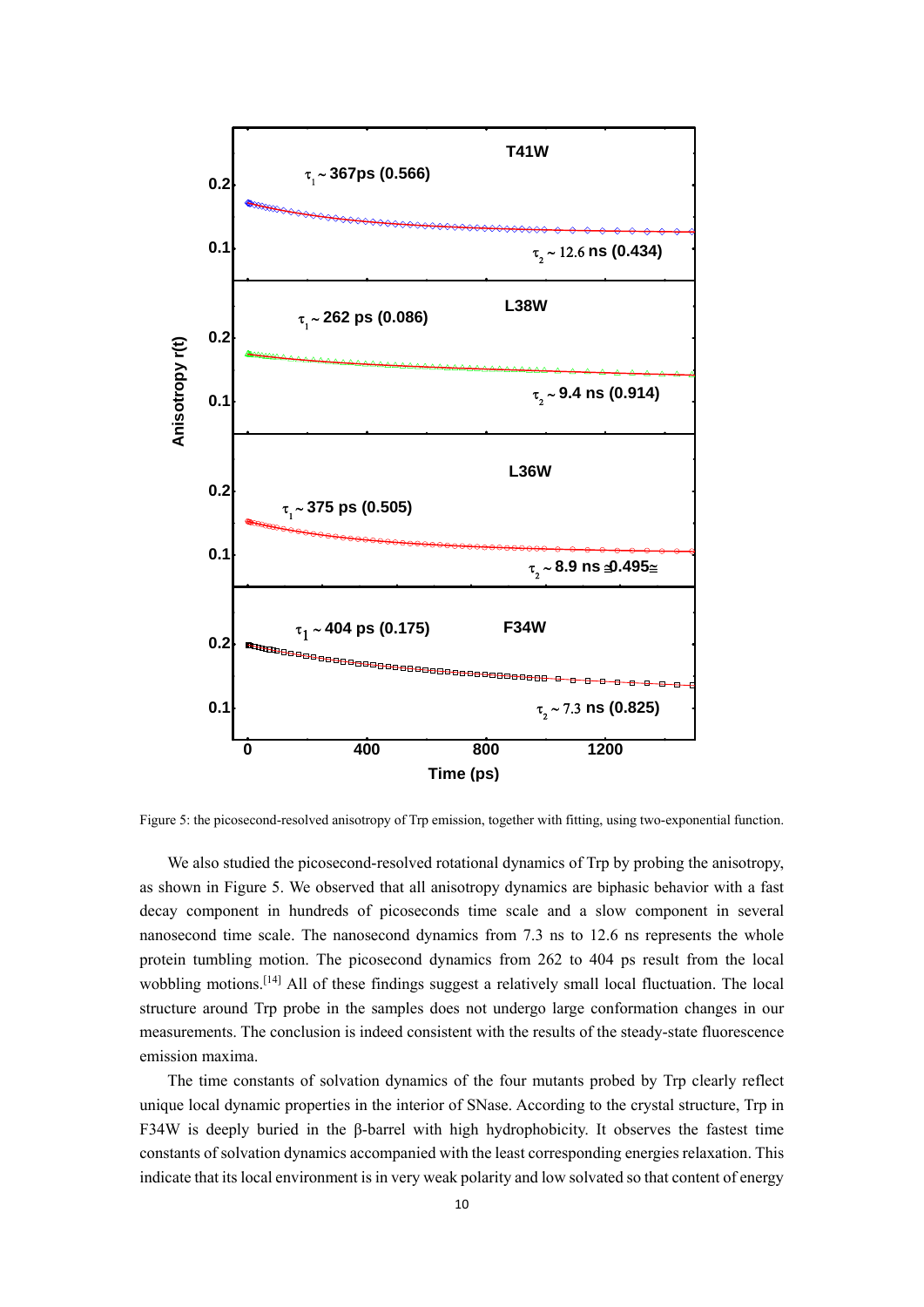Figure 5: the picosecond-resolved anisotropy of Trp emission, together with fitting, using two-exponential function.

We also studied the picosecond-resolved rotational dynamics of Trp by probing the anisotropy, as shown in Figure 5. We observed that all anisotropy dynamics are biphasic behavior with a fast decay component in hundreds of picoseconds time scale and a slow component in several nanosecond time scale. The nanosecond dynamics from 7.3 ns to 12.6 ns represents the whole protein tumbling motion. The picosecond dynamics from 262 to 404 ps result from the local wobbling motions.[14] All of these findings suggest a relatively small local fluctuation. The local structure around Trp probe in the samples does not undergo large conformation changes in our measurements. The conclusion is indeed consistent with the results of the steady-state fluorescence emission maxima.

The time constants of solvation dynamics of the four mutants probed by Trp clearly reflect unique local dynamic properties in the interior of SNase. According to the crystal structure, Trp in F34W is deeply buried in the β-barrel with high hydrophobicity. It observes the fastest time constants of solvation dynamics accompanied with the least corresponding energies relaxation. This indicate that its local environment is in very weak polarity and low solvated so that content of energy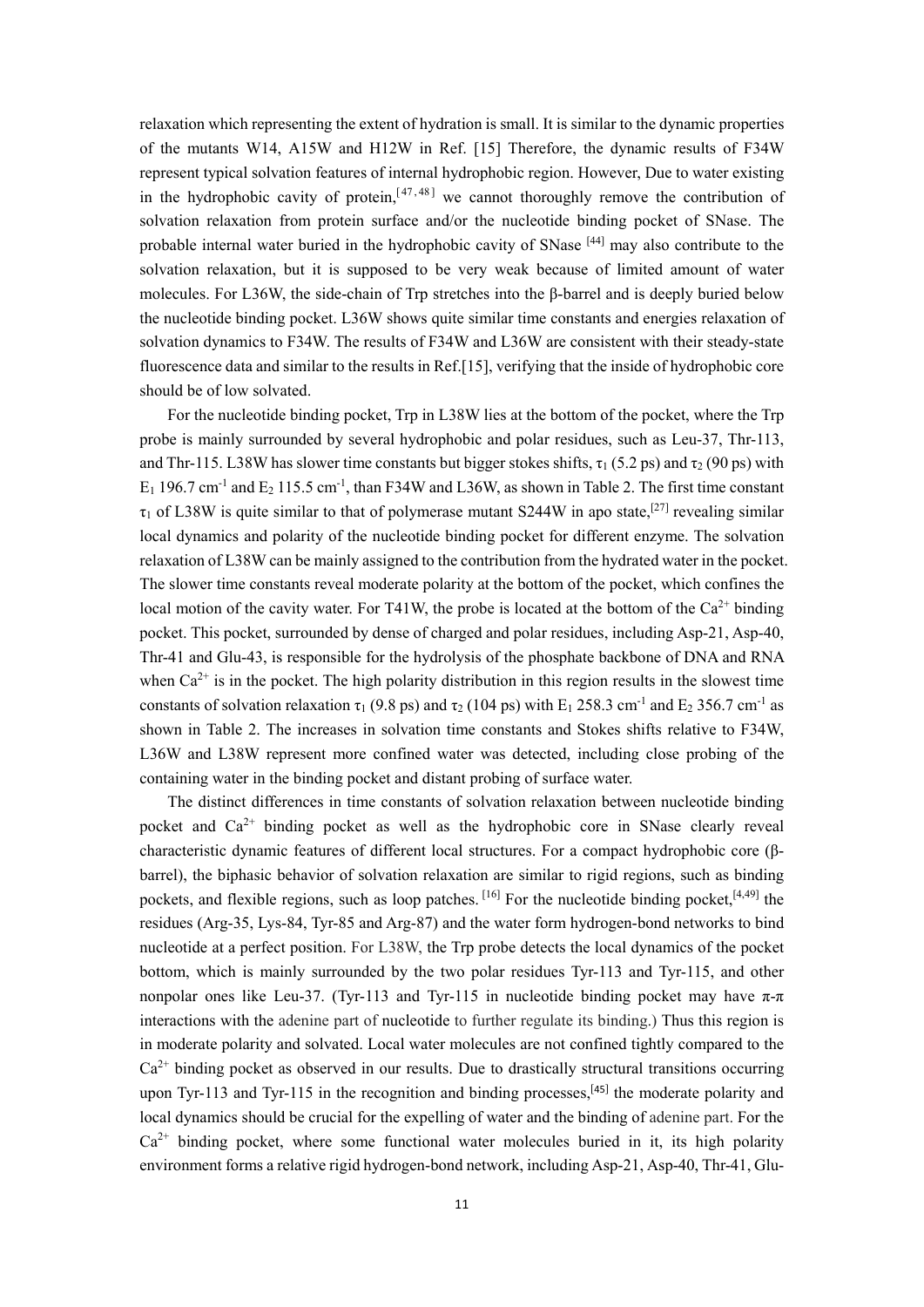relaxation which representing the extent of hydration is small. It is similar to the dynamic properties of the mutants W14, A15W and H12W in Ref. [15] Therefore, the dynamic results of F34W represent typical solvation features of internal hydrophobic region. However, Due to water existing in the hydrophobic cavity of protein,[47,48] we cannot thoroughly remove the contribution of solvation relaxation from protein surface and/or the nucleotide binding pocket of SNase. The probable internal water buried in the hydrophobic cavity of SNase [44] may also contribute to the solvation relaxation, but it is supposed to be very weak because of limited amount of water molecules. For L36W, the side-chain of Trp stretches into the β-barrel and is deeply buried below the nucleotide binding pocket. L36W shows quite similar time constants and energies relaxation of solvation dynamics to F34W. The results of F34W and L36W are consistent with their steady-state fluorescence data and similar to the results in Ref.[15], verifying that the inside of hydrophobic core should be of low solvated.

For the nucleotide binding pocket, Trp in L38W lies at the bottom of the pocket, where the Trp probe is mainly surrounded by several hydrophobic and polar residues, such as Leu-37, Thr-113, and Thr-115. L38W has slower time constants but bigger stokes shifts, $\tau_1$ (5.2 ps) and $\tau_2$ (90 ps) with $E_1$ 196.7 cm$^{-1}$ and $E_2$ 115.5 cm$^{-1}$, than F34W and L36W, as shown in Table 2. The first time constant $\tau_1$ of L38W is quite similar to that of polymerase mutant S244W in apo state,[27] revealing similar local dynamics and polarity of the nucleotide binding pocket for different enzyme. The solvation relaxation of L38W can be mainly assigned to the contribution from the hydrated water in the pocket. The slower time constants reveal moderate polarity at the bottom of the pocket, which confines the local motion of the cavity water. For T41W, the probe is located at the bottom of the $Ca^{2+}$ binding pocket. This pocket, surrounded by dense of charged and polar residues, including Asp-21, Asp-40, Thr-41 and Glu-43, is responsible for the hydrolysis of the phosphate backbone of DNA and RNA when $Ca^{2+}$ is in the pocket. The high polarity distribution in this region results in the slowest time constants of solvation relaxation $\tau_1$ (9.8 ps) and $\tau_2$ (104 ps) with $E_1$ 258.3 cm$^{-1}$ and $E_2$ 356.7 cm$^{-1}$ as shown in Table 2. The increases in solvation time constants and Stokes shifts relative to F34W, L36W and L38W represent more confined water was detected, including close probing of the containing water in the binding pocket and distant probing of surface water.

The distinct differences in time constants of solvation relaxation between nucleotide binding pocket and $Ca^{2+}$ binding pocket as well as the hydrophobic core in SNase clearly reveal characteristic dynamic features of different local structures. For a compact hydrophobic core (β-barrel), the biphasic behavior of solvation relaxation are similar to rigid regions, such as binding pockets, and flexible regions, such as loop patches. [16] For the nucleotide binding pocket,[4,49] the residues (Arg-35, Lys-84, Tyr-85 and Arg-87) and the water form hydrogen-bond networks to bind nucleotide at a perfect position. For L38W, the Trp probe detects the local dynamics of the pocket bottom, which is mainly surrounded by the two polar residues Tyr-113 and Tyr-115, and other nonpolar ones like Leu-37. (Tyr-113 and Tyr-115 in nucleotide binding pocket may have π-π interactions with the adenine part of nucleotide to further regulate its binding.) Thus this region is in moderate polarity and solvated. Local water molecules are not confined tightly compared to the $Ca^{2+}$ binding pocket as observed in our results. Due to drastically structural transitions occurring upon Tyr-113 and Tyr-115 in the recognition and binding processes,[45] the moderate polarity and local dynamics should be crucial for the expelling of water and the binding of adenine part. For the $Ca^{2+}$ binding pocket, where some functional water molecules buried in it, its high polarity environment forms a relative rigid hydrogen-bond network, including Asp-21, Asp-40, Thr-41, Glu-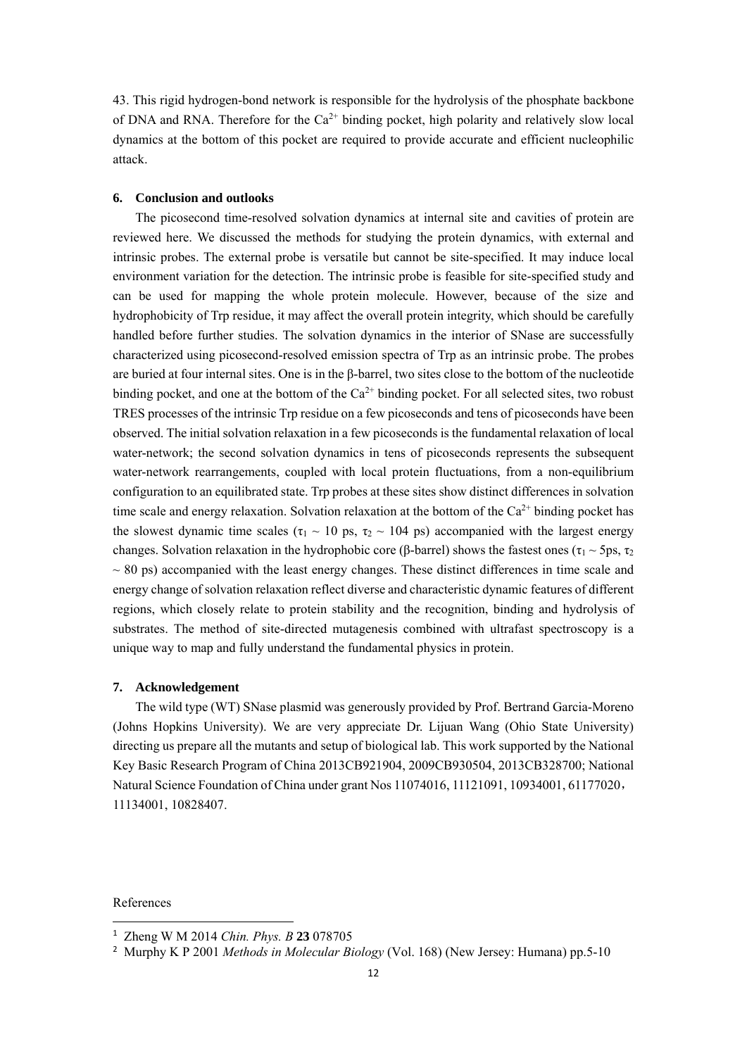43. This rigid hydrogen-bond network is responsible for the hydrolysis of the phosphate backbone of DNA and RNA. Therefore for the $Ca^{2+}$ binding pocket, high polarity and relatively slow local dynamics at the bottom of this pocket are required to provide accurate and efficient nucleophilic attack.

## 6. Conclusion and outlooks

The picosecond time-resolved solvation dynamics at internal site and cavities of protein are reviewed here. We discussed the methods for studying the protein dynamics, with external and intrinsic probes. The external probe is versatile but cannot be site-specified. It may induce local environment variation for the detection. The intrinsic probe is feasible for site-specified study and can be used for mapping the whole protein molecule. However, because of the size and hydrophobicity of Trp residue, it may affect the overall protein integrity, which should be carefully handled before further studies. The solvation dynamics in the interior of SNase are successfully characterized using picosecond-resolved emission spectra of Trp as an intrinsic probe. The probes are buried at four internal sites. One is in the β-barrel, two sites close to the bottom of the nucleotide binding pocket, and one at the bottom of the $Ca^{2+}$ binding pocket. For all selected sites, two robust TRES processes of the intrinsic Trp residue on a few picoseconds and tens of picoseconds have been observed. The initial solvation relaxation in a few picoseconds is the fundamental relaxation of local water-network; the second solvation dynamics in tens of picoseconds represents the subsequent water-network rearrangements, coupled with local protein fluctuations, from a non-equilibrium configuration to an equilibrated state. Trp probes at these sites show distinct differences in solvation time scale and energy relaxation. Solvation relaxation at the bottom of the $Ca^{2+}$ binding pocket has the slowest dynamic time scales ($\tau_1 \sim 10$ ps, $\tau_2 \sim 104$ ps) accompanied with the largest energy changes. Solvation relaxation in the hydrophobic core (β-barrel) shows the fastest ones ($\tau_1 \sim 5$ps, $\tau_2 \sim 80$ ps) accompanied with the least energy changes. These distinct differences in time scale and energy change of solvation relaxation reflect diverse and characteristic dynamic features of different regions, which closely relate to protein stability and the recognition, binding and hydrolysis of substrates. The method of site-directed mutagenesis combined with ultrafast spectroscopy is a unique way to map and fully understand the fundamental physics in protein.

## 7. Acknowledgement

The wild type (WT) SNase plasmid was generously provided by Prof. Bertrand Garcia-Moreno (Johns Hopkins University). We are very appreciate Dr. Lijuan Wang (Ohio State University) directing us prepare all the mutants and setup of biological lab. This work supported by the National Key Basic Research Program of China 2013CB921904, 2009CB930504, 2013CB328700; National Natural Science Foundation of China under grant Nos 11074016, 11121091, 10934001, 61177020，11134001, 10828407.

References

[1] Zheng W M 2014 *Chin. Phys. B* **23** 078705

[2] Murphy K P 2001 *Methods in Molecular Biology* (Vol. 168) (New Jersey: Humana) pp.5-10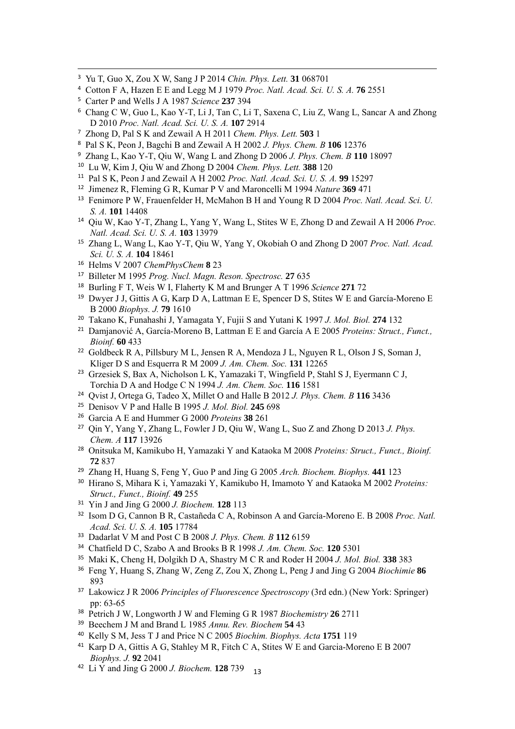[3] Yu T, Guo X, Zou X W, Sang J P 2014 *Chin. Phys. Lett.* **31** 068701

[4] Cotton F A, Hazen E E and Legg M J 1979 *Proc. Natl. Acad. Sci. U. S. A.* **76** 2551

[5] Carter P and Wells J A 1987 *Science* **237** 394

[6] Chang C W, Guo L, Kao Y-T, Li J, Tan C, Li T, Saxena C, Liu Z, Wang L, Sancar A and Zhong D 2010 *Proc. Natl. Acad. Sci. U. S. A.* **107** 2914

[7] Zhong D, Pal S K and Zewail A H 2011 *Chem. Phys. Lett.* **503** 1

[8] Pal S K, Peon J, Bagchi B and Zewail A H 2002 *J. Phys. Chem. B* **106** 12376

[9] Zhang L, Kao Y-T, Qiu W, Wang L and Zhong D 2006 *J. Phys. Chem. B* **110** 18097

[10] Lu W, Kim J, Qiu W and Zhong D 2004 *Chem. Phys. Lett.* **388** 120

[11] Pal S K, Peon J and Zewail A H 2002 *Proc. Natl. Acad. Sci. U. S. A.* **99** 15297

[12] Jimenez R, Fleming G R, Kumar P V and Maroncelli M 1994 *Nature* **369** 471

[13] Fenimore P W, Frauenfelder H, McMahon B H and Young R D 2004 *Proc. Natl. Acad. Sci. U. S. A.* **101** 14408

[14] Qiu W, Kao Y-T, Zhang L, Yang Y, Wang L, Stites W E, Zhong D and Zewail A H 2006 *Proc. Natl. Acad. Sci. U. S. A.* **103** 13979

[15] Zhang L, Wang L, Kao Y-T, Qiu W, Yang Y, Okobiah O and Zhong D 2007 *Proc. Natl. Acad. Sci. U. S. A.* **104** 18461

[16] Helms V 2007 *ChemPhysChem* **8** 23

[17] Billeter M 1995 *Prog. Nucl. Magn. Reson. Spectrosc.* **27** 635

[18] Burling F T, Weis W I, Flaherty K M and Brunger A T 1996 *Science* **271** 72

[19] Dwyer J J, Gittis A G, Karp D A, Lattman E E, Spencer D S, Stites W E and García-Moreno E B 2000 *Biophys. J.* **79** 1610

[20] Takano K, Funahashi J, Yamagata Y, Fujii S and Yutani K 1997 *J. Mol. Biol.* **274** 132

[21] Damjanović A, García-Moreno B, Lattman E E and García A E 2005 *Proteins: Struct., Funct., Bioinf.* **60** 433

[22] Goldbeck R A, Pillsbury M L, Jensen R A, Mendoza J L, Nguyen R L, Olson J S, Soman J, Kliger D S and Esquerra R M 2009 *J. Am. Chem. Soc.* **131** 12265

[23] Grzesiek S, Bax A, Nicholson L K, Yamazaki T, Wingfield P, Stahl S J, Eyermann C J, Torchia D A and Hodge C N 1994 *J. Am. Chem. Soc.* **116** 1581

[24] Qvist J, Ortega G, Tadeo X, Millet O and Halle B 2012 *J. Phys. Chem. B* **116** 3436

[25] Denisov V P and Halle B 1995 *J. Mol. Biol.* **245** 698

[26] Garcia A E and Hummer G 2000 *Proteins* **38** 261

[27] Qin Y, Yang Y, Zhang L, Fowler J D, Qiu W, Wang L, Suo Z and Zhong D 2013 *J. Phys. Chem. A* **117** 13926

[28] Onitsuka M, Kamikubo H, Yamazaki Y and Kataoka M 2008 *Proteins: Struct., Funct., Bioinf.* **72** 837

[29] Zhang H, Huang S, Feng Y, Guo P and Jing G 2005 *Arch. Biochem. Biophys.* **441** 123

[30] Hirano S, Mihara K i, Yamazaki Y, Kamikubo H, Imamoto Y and Kataoka M 2002 *Proteins: Struct., Funct., Bioinf.* **49** 255

[31] Yin J and Jing G 2000 *J. Biochem.* **128** 113

[32] Isom D G, Cannon B R, Castañeda C A, Robinson A and García-Moreno E. B 2008 *Proc. Natl. Acad. Sci. U. S. A.* **105** 17784

[33] Dadarlat V M and Post C B 2008 *J. Phys. Chem. B* **112** 6159

[34] Chatfield D C, Szabo A and Brooks B R 1998 *J. Am. Chem. Soc.* **120** 5301

[35] Maki K, Cheng H, Dolgikh D A, Shastry M C R and Roder H 2004 *J. Mol. Biol.* **338** 383

[36] Feng Y, Huang S, Zhang W, Zeng Z, Zou X, Zhong L, Peng J and Jing G 2004 *Biochimie* **86** 893

[37] Lakowicz J R 2006 *Principles of Fluorescence Spectroscopy* (3rd edn.) (New York: Springer) pp: 63-65

[38] Petrich J W, Longworth J W and Fleming G R 1987 *Biochemistry* **26** 2711

[39] Beechem J M and Brand L 1985 *Annu. Rev. Biochem* **54** 43

[40] Kelly S M, Jess T J and Price N C 2005 *Biochim. Biophys. Acta* **1751** 119

[41] Karp D A, Gittis A G, Stahley M R, Fitch C A, Stites W E and Garcia-Moreno E B 2007 *Biophys. J.* **92** 2041

[42] Li Y and Jing G 2000 *J. Biochem.* **128** 739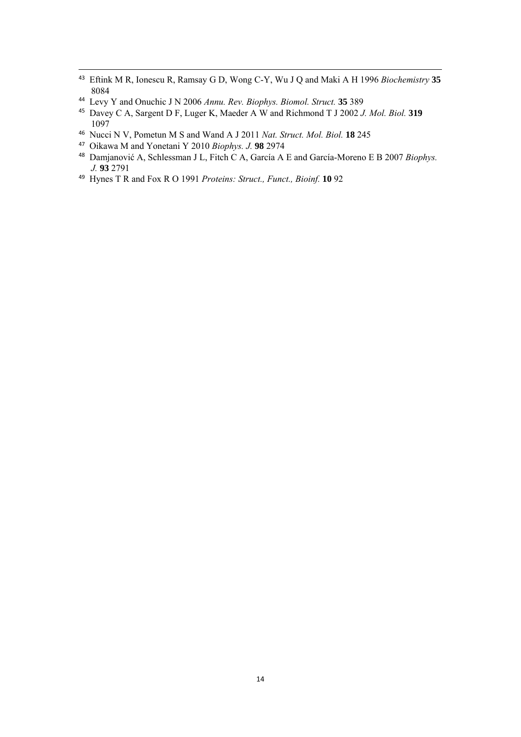[43] Eftink M R, Ionescu R, Ramsay G D, Wong C-Y, Wu J Q and Maki A H 1996 *Biochemistry* **35** 8084

[44] Levy Y and Onuchic J N 2006 *Annu. Rev. Biophys. Biomol. Struct.* **35** 389

[45] Davey C A, Sargent D F, Luger K, Maeder A W and Richmond T J 2002 *J. Mol. Biol.* **319** 1097

[46] Nucci N V, Pometun M S and Wand A J 2011 *Nat. Struct. Mol. Biol.* **18** 245

[47] Oikawa M and Yonetani Y 2010 *Biophys. J.* **98** 2974

[48] Damjanović A, Schlessman J L, Fitch C A, García A E and García-Moreno E B 2007 *Biophys. J.* **93** 2791

[49] Hynes T R and Fox R O 1991 *Proteins: Struct., Funct., Bioinf.* **10** 92